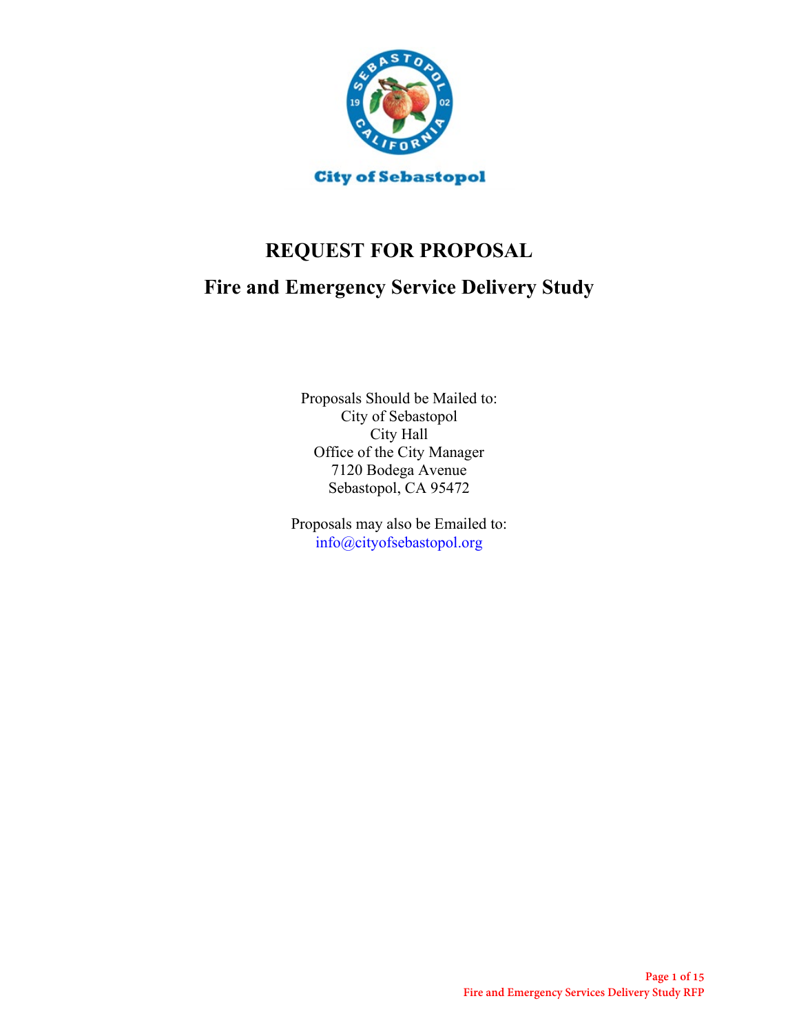City of Sebastopol

# REQUEST FOR PROPOSAL

## Fire and Emergency Service Delivery Study

Proposals Should be Mailed to:
City of Sebastopol
City Hall
Office of the City Manager
7120 Bodega Avenue
Sebastopol, CA 95472

Proposals may also be Emailed to:
info@cityofsebastopol.org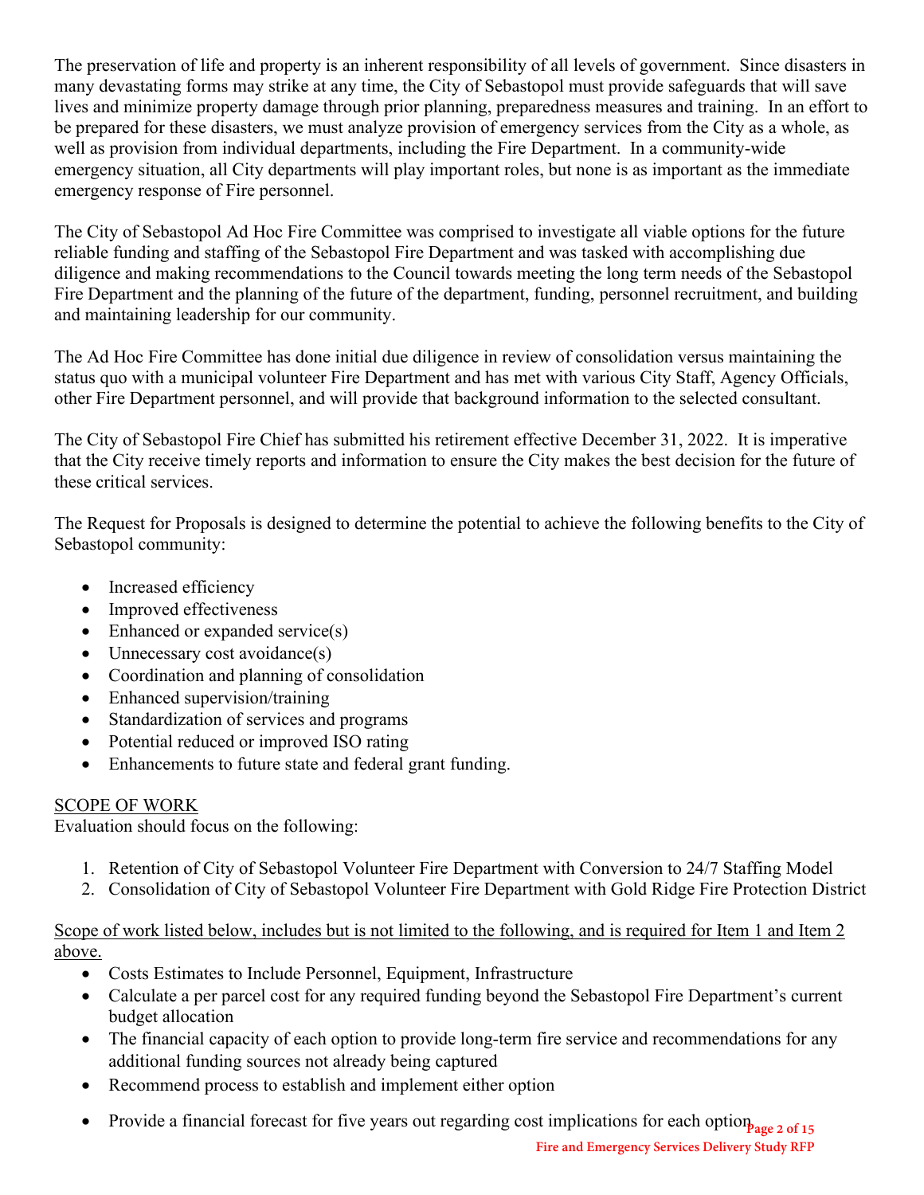The preservation of life and property is an inherent responsibility of all levels of government. Since disasters in many devastating forms may strike at any time, the City of Sebastopol must provide safeguards that will save lives and minimize property damage through prior planning, preparedness measures and training. In an effort to be prepared for these disasters, we must analyze provision of emergency services from the City as a whole, as well as provision from individual departments, including the Fire Department. In a community-wide emergency situation, all City departments will play important roles, but none is as important as the immediate emergency response of Fire personnel.

The City of Sebastopol Ad Hoc Fire Committee was comprised to investigate all viable options for the future reliable funding and staffing of the Sebastopol Fire Department and was tasked with accomplishing due diligence and making recommendations to the Council towards meeting the long term needs of the Sebastopol Fire Department and the planning of the future of the department, funding, personnel recruitment, and building and maintaining leadership for our community.

The Ad Hoc Fire Committee has done initial due diligence in review of consolidation versus maintaining the status quo with a municipal volunteer Fire Department and has met with various City Staff, Agency Officials, other Fire Department personnel, and will provide that background information to the selected consultant.

The City of Sebastopol Fire Chief has submitted his retirement effective December 31, 2022. It is imperative that the City receive timely reports and information to ensure the City makes the best decision for the future of these critical services.

The Request for Proposals is designed to determine the potential to achieve the following benefits to the City of Sebastopol community:

- Increased efficiency
- Improved effectiveness
- Enhanced or expanded service(s)
- Unnecessary cost avoidance(s)
- Coordination and planning of consolidation
- Enhanced supervision/training
- Standardization of services and programs
- Potential reduced or improved ISO rating
- Enhancements to future state and federal grant funding.

## SCOPE OF WORK

Evaluation should focus on the following:

1. Retention of City of Sebastopol Volunteer Fire Department with Conversion to 24/7 Staffing Model
2. Consolidation of City of Sebastopol Volunteer Fire Department with Gold Ridge Fire Protection District

Scope of work listed below, includes but is not limited to the following, and is required for Item 1 and Item 2 above.

- Costs Estimates to Include Personnel, Equipment, Infrastructure
- Calculate a per parcel cost for any required funding beyond the Sebastopol Fire Department's current budget allocation
- The financial capacity of each option to provide long-term fire service and recommendations for any additional funding sources not already being captured
- Recommend process to establish and implement either option
- Provide a financial forecast for five years out regarding cost implications for each option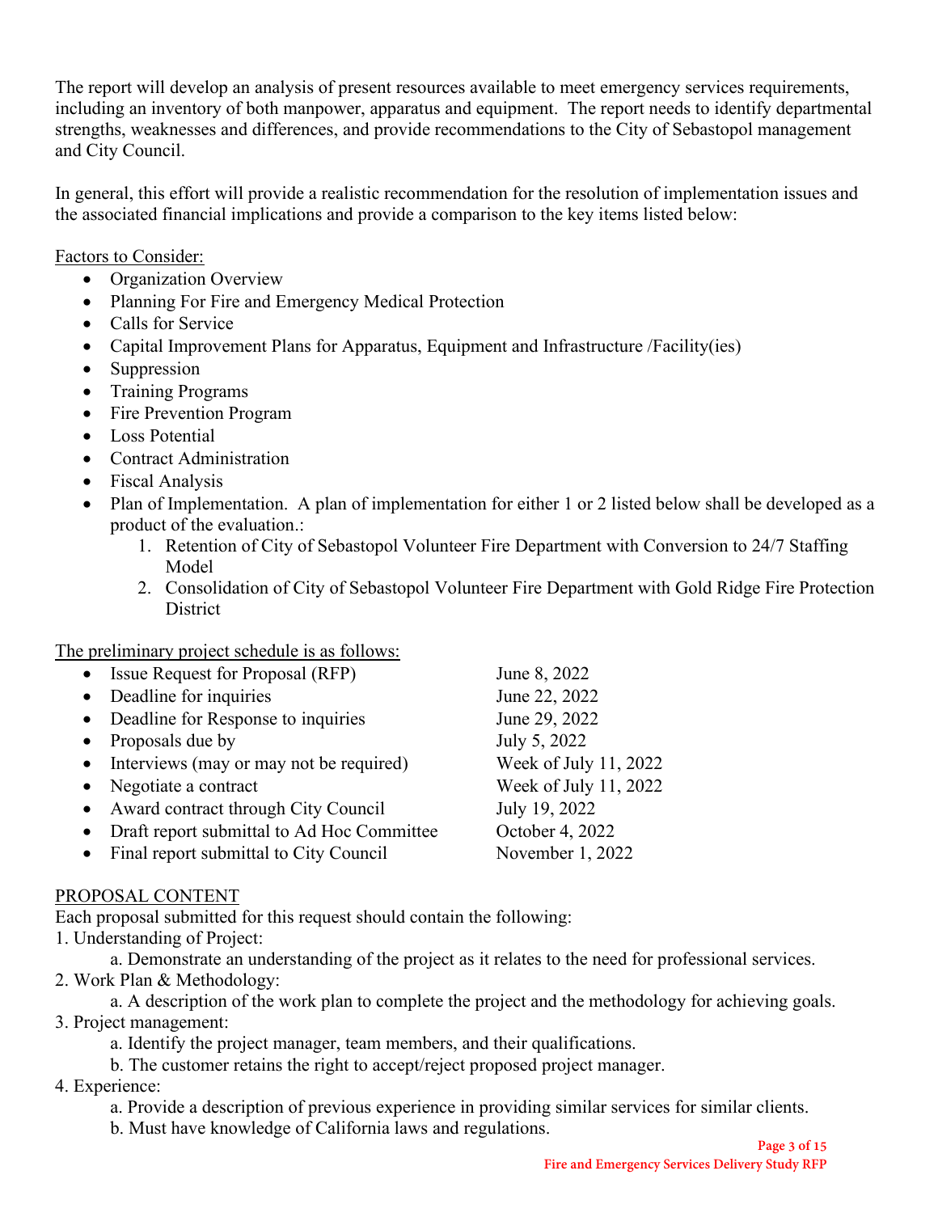The report will develop an analysis of present resources available to meet emergency services requirements, including an inventory of both manpower, apparatus and equipment. The report needs to identify departmental strengths, weaknesses and differences, and provide recommendations to the City of Sebastopol management and City Council.

In general, this effort will provide a realistic recommendation for the resolution of implementation issues and the associated financial implications and provide a comparison to the key items listed below:

<u>Factors to Consider:</u>

- Organization Overview
- Planning For Fire and Emergency Medical Protection
- Calls for Service
- Capital Improvement Plans for Apparatus, Equipment and Infrastructure /Facility(ies)
- Suppression
- Training Programs
- Fire Prevention Program
- Loss Potential
- Contract Administration
- Fiscal Analysis
- Plan of Implementation. A plan of implementation for either 1 or 2 listed below shall be developed as a product of the evaluation.:
  1. Retention of City of Sebastopol Volunteer Fire Department with Conversion to 24/7 Staffing Model
  2. Consolidation of City of Sebastopol Volunteer Fire Department with Gold Ridge Fire Protection District

<u>The preliminary project schedule is as follows:</u>

| | |
|---|---|
| Issue Request for Proposal (RFP) | June 8, 2022 |
| Deadline for inquiries | June 22, 2022 |
| Deadline for Response to inquiries | June 29, 2022 |
| Proposals due by | July 5, 2022 |
| Interviews (may or may not be required) | Week of July 11, 2022 |
| Negotiate a contract | Week of July 11, 2022 |
| Award contract through City Council | July 19, 2022 |
| Draft report submittal to Ad Hoc Committee | October 4, 2022 |
| Final report submittal to City Council | November 1, 2022 |

<u>PROPOSAL CONTENT</u>

Each proposal submitted for this request should contain the following:

1. Understanding of Project:
   a. Demonstrate an understanding of the project as it relates to the need for professional services.
2. Work Plan & Methodology:
   a. A description of the work plan to complete the project and the methodology for achieving goals.
3. Project management:
   a. Identify the project manager, team members, and their qualifications.
   b. The customer retains the right to accept/reject proposed project manager.
4. Experience:
   a. Provide a description of previous experience in providing similar services for similar clients.
   b. Must have knowledge of California laws and regulations.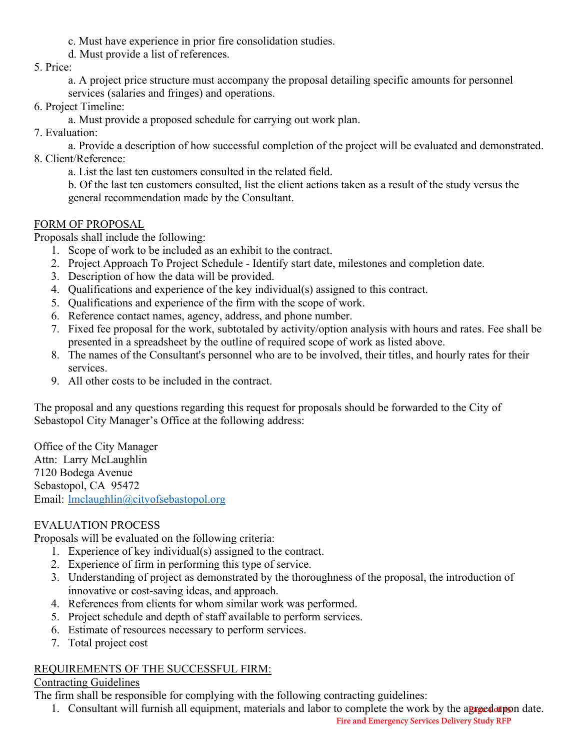c. Must have experience in prior fire consolidation studies.

d. Must provide a list of references.

5. Price:

   a. A project price structure must accompany the proposal detailing specific amounts for personnel services (salaries and fringes) and operations.

6. Project Timeline:

   a. Must provide a proposed schedule for carrying out work plan.

7. Evaluation:

   a. Provide a description of how successful completion of the project will be evaluated and demonstrated.

8. Client/Reference:

   a. List the last ten customers consulted in the related field.

   b. Of the last ten customers consulted, list the client actions taken as a result of the study versus the general recommendation made by the Consultant.

<u>FORM OF PROPOSAL</u>

Proposals shall include the following:

1. Scope of work to be included as an exhibit to the contract.
2. Project Approach To Project Schedule - Identify start date, milestones and completion date.
3. Description of how the data will be provided.
4. Qualifications and experience of the key individual(s) assigned to this contract.
5. Qualifications and experience of the firm with the scope of work.
6. Reference contact names, agency, address, and phone number.
7. Fixed fee proposal for the work, subtotaled by activity/option analysis with hours and rates. Fee shall be presented in a spreadsheet by the outline of required scope of work as listed above.
8. The names of the Consultant's personnel who are to be involved, their titles, and hourly rates for their services.
9. All other costs to be included in the contract.

The proposal and any questions regarding this request for proposals should be forwarded to the City of Sebastopol City Manager's Office at the following address:

Office of the City Manager
Attn: Larry McLaughlin
7120 Bodega Avenue
Sebastopol, CA 95472
Email: lmclaughlin@cityofsebastopol.org

EVALUATION PROCESS

Proposals will be evaluated on the following criteria:

1. Experience of key individual(s) assigned to the contract.
2. Experience of firm in performing this type of service.
3. Understanding of project as demonstrated by the thoroughness of the proposal, the introduction of innovative or cost-saving ideas, and approach.
4. References from clients for whom similar work was performed.
5. Project schedule and depth of staff available to perform services.
6. Estimate of resources necessary to perform services.
7. Total project cost

<u>REQUIREMENTS OF THE SUCCESSFUL FIRM:</u>

<u>Contracting Guidelines</u>

The firm shall be responsible for complying with the following contracting guidelines:

1. Consultant will furnish all equipment, materials and labor to complete the work by the agreed upon date.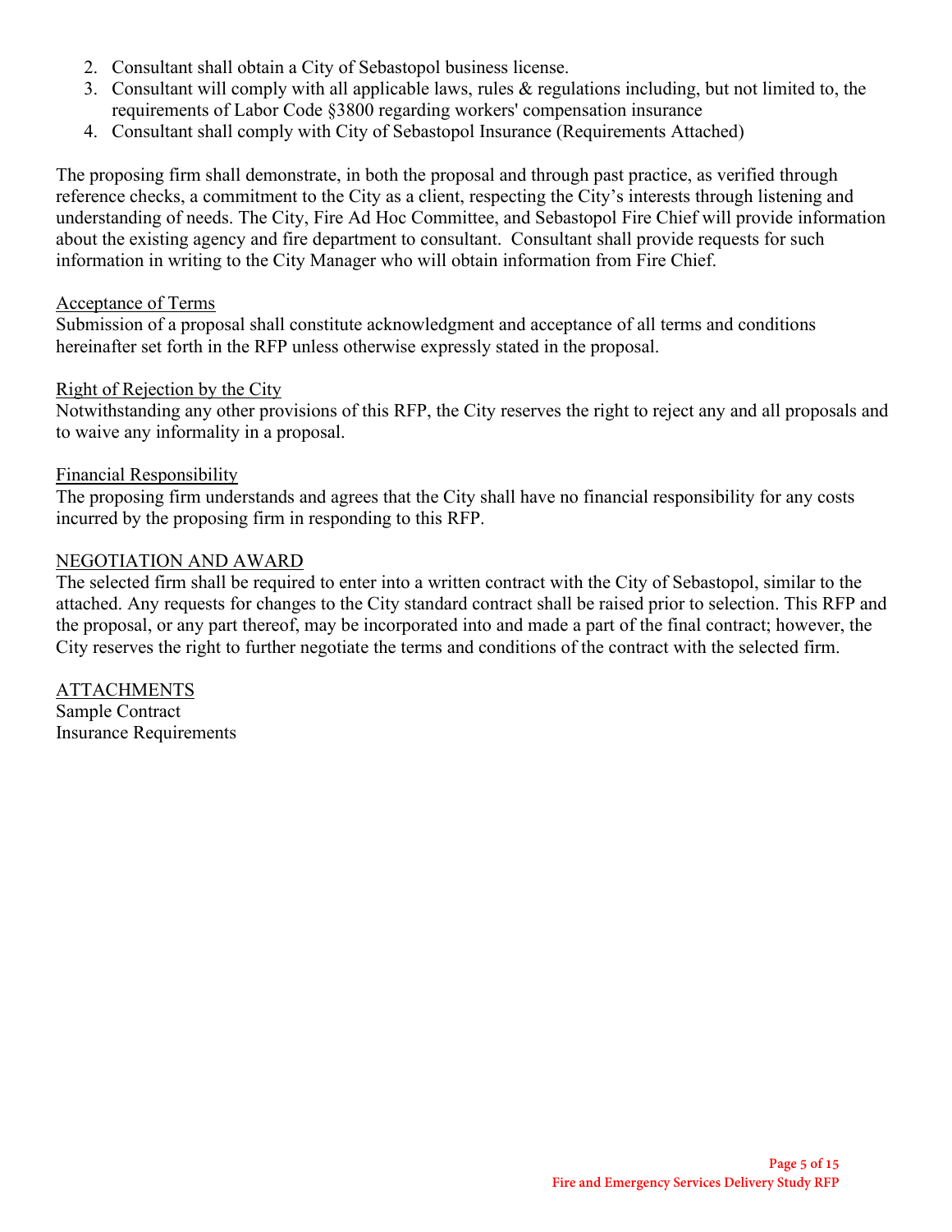2. Consultant shall obtain a City of Sebastopol business license.
3. Consultant will comply with all applicable laws, rules & regulations including, but not limited to, the requirements of Labor Code §3800 regarding workers' compensation insurance
4. Consultant shall comply with City of Sebastopol Insurance (Requirements Attached)

The proposing firm shall demonstrate, in both the proposal and through past practice, as verified through reference checks, a commitment to the City as a client, respecting the City's interests through listening and understanding of needs. The City, Fire Ad Hoc Committee, and Sebastopol Fire Chief will provide information about the existing agency and fire department to consultant. Consultant shall provide requests for such information in writing to the City Manager who will obtain information from Fire Chief.

Acceptance of Terms

Submission of a proposal shall constitute acknowledgment and acceptance of all terms and conditions hereinafter set forth in the RFP unless otherwise expressly stated in the proposal.

Right of Rejection by the City

Notwithstanding any other provisions of this RFP, the City reserves the right to reject any and all proposals and to waive any informality in a proposal.

Financial Responsibility

The proposing firm understands and agrees that the City shall have no financial responsibility for any costs incurred by the proposing firm in responding to this RFP.

NEGOTIATION AND AWARD

The selected firm shall be required to enter into a written contract with the City of Sebastopol, similar to the attached. Any requests for changes to the City standard contract shall be raised prior to selection. This RFP and the proposal, or any part thereof, may be incorporated into and made a part of the final contract; however, the City reserves the right to further negotiate the terms and conditions of the contract with the selected firm.

ATTACHMENTS

Sample Contract  
Insurance Requirements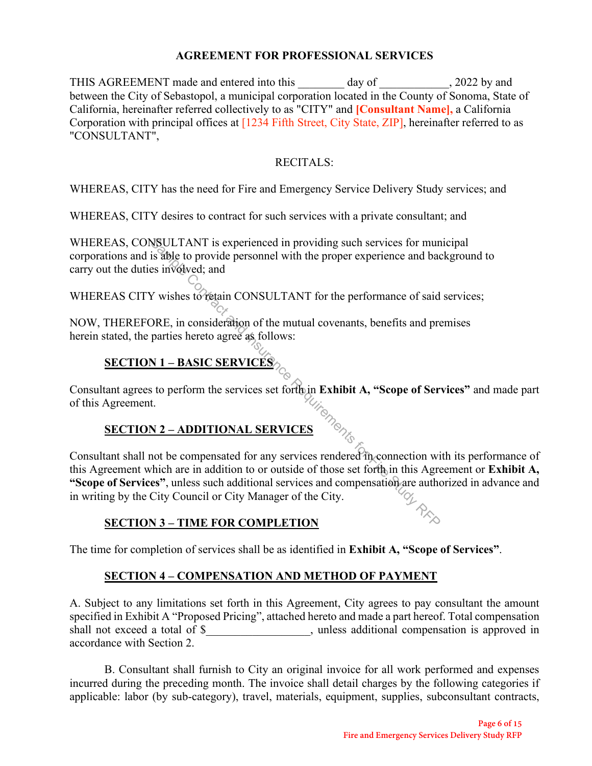# AGREEMENT FOR PROFESSIONAL SERVICES

THIS AGREEMENT made and entered into this ________ day of ____________, 2022 by and between the City of Sebastopol, a municipal corporation located in the County of Sonoma, State of California, hereinafter referred collectively to as "CITY" and **[Consultant Name],** a California Corporation with principal offices at [1234 Fifth Street, City State, ZIP], hereinafter referred to as "CONSULTANT",

RECITALS:

WHEREAS, CITY has the need for Fire and Emergency Service Delivery Study services; and

WHEREAS, CITY desires to contract for such services with a private consultant; and

WHEREAS, CONSULTANT is experienced in providing such services for municipal corporations and is able to provide personnel with the proper experience and background to carry out the duties involved; and

WHEREAS CITY wishes to retain CONSULTANT for the performance of said services;

NOW, THEREFORE, in consideration of the mutual covenants, benefits and premises herein stated, the parties hereto agree as follows:

## SECTION 1 – BASIC SERVICES

Consultant agrees to perform the services set forth in **Exhibit A, "Scope of Services"** and made part of this Agreement.

## SECTION 2 – ADDITIONAL SERVICES

Consultant shall not be compensated for any services rendered in connection with its performance of this Agreement which are in addition to or outside of those set forth in this Agreement or **Exhibit A, "Scope of Services"**, unless such additional services and compensation are authorized in advance and in writing by the City Council or City Manager of the City.

## SECTION 3 – TIME FOR COMPLETION

The time for completion of services shall be as identified in **Exhibit A, "Scope of Services"**.

## SECTION 4 – COMPENSATION AND METHOD OF PAYMENT

A. Subject to any limitations set forth in this Agreement, City agrees to pay consultant the amount specified in Exhibit A "Proposed Pricing", attached hereto and made a part hereof. Total compensation shall not exceed a total of $_________________, unless additional compensation is approved in accordance with Section 2.

B. Consultant shall furnish to City an original invoice for all work performed and expenses incurred during the preceding month. The invoice shall detail charges by the following categories if applicable: labor (by sub-category), travel, materials, equipment, supplies, subconsultant contracts,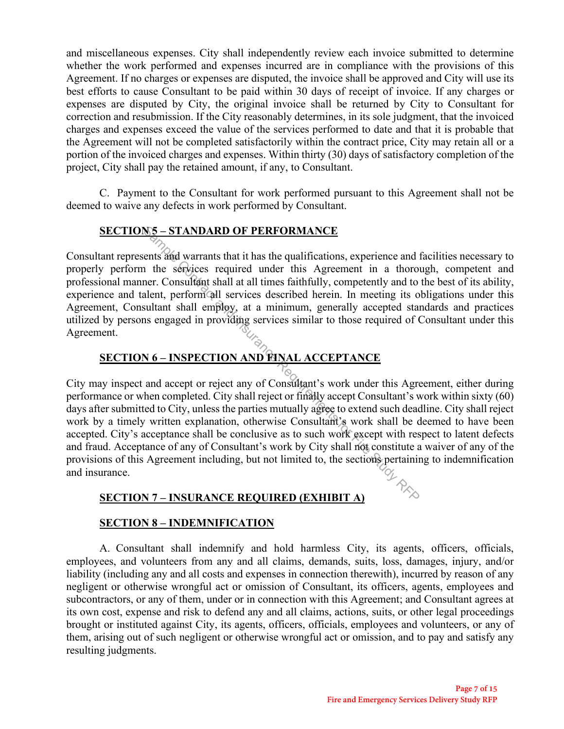and miscellaneous expenses. City shall independently review each invoice submitted to determine whether the work performed and expenses incurred are in compliance with the provisions of this Agreement. If no charges or expenses are disputed, the invoice shall be approved and City will use its best efforts to cause Consultant to be paid within 30 days of receipt of invoice. If any charges or expenses are disputed by City, the original invoice shall be returned by City to Consultant for correction and resubmission. If the City reasonably determines, in its sole judgment, that the invoiced charges and expenses exceed the value of the services performed to date and that it is probable that the Agreement will not be completed satisfactorily within the contract price, City may retain all or a portion of the invoiced charges and expenses. Within thirty (30) days of satisfactory completion of the project, City shall pay the retained amount, if any, to Consultant.

C. Payment to the Consultant for work performed pursuant to this Agreement shall not be deemed to waive any defects in work performed by Consultant.

## SECTION 5 – STANDARD OF PERFORMANCE

Consultant represents and warrants that it has the qualifications, experience and facilities necessary to properly perform the services required under this Agreement in a thorough, competent and professional manner. Consultant shall at all times faithfully, competently and to the best of its ability, experience and talent, perform all services described herein. In meeting its obligations under this Agreement, Consultant shall employ, at a minimum, generally accepted standards and practices utilized by persons engaged in providing services similar to those required of Consultant under this Agreement.

## SECTION 6 – INSPECTION AND FINAL ACCEPTANCE

City may inspect and accept or reject any of Consultant's work under this Agreement, either during performance or when completed. City shall reject or finally accept Consultant's work within sixty (60) days after submitted to City, unless the parties mutually agree to extend such deadline. City shall reject work by a timely written explanation, otherwise Consultant's work shall be deemed to have been accepted. City's acceptance shall be conclusive as to such work except with respect to latent defects and fraud. Acceptance of any of Consultant's work by City shall not constitute a waiver of any of the provisions of this Agreement including, but not limited to, the sections pertaining to indemnification and insurance.

## SECTION 7 – INSURANCE REQUIRED (EXHIBIT A)

## SECTION 8 – INDEMNIFICATION

A. Consultant shall indemnify and hold harmless City, its agents, officers, officials, employees, and volunteers from any and all claims, demands, suits, loss, damages, injury, and/or liability (including any and all costs and expenses in connection therewith), incurred by reason of any negligent or otherwise wrongful act or omission of Consultant, its officers, agents, employees and subcontractors, or any of them, under or in connection with this Agreement; and Consultant agrees at its own cost, expense and risk to defend any and all claims, actions, suits, or other legal proceedings brought or instituted against City, its agents, officers, officials, employees and volunteers, or any of them, arising out of such negligent or otherwise wrongful act or omission, and to pay and satisfy any resulting judgments.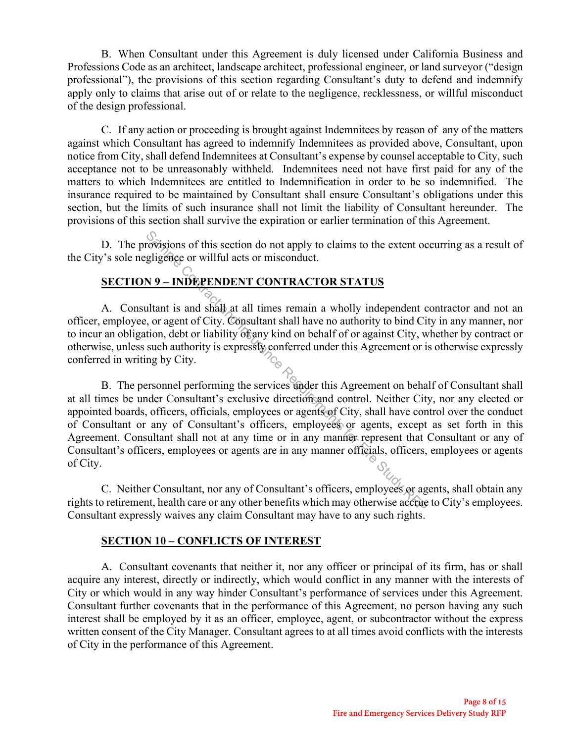B. When Consultant under this Agreement is duly licensed under California Business and Professions Code as an architect, landscape architect, professional engineer, or land surveyor ("design professional"), the provisions of this section regarding Consultant's duty to defend and indemnify apply only to claims that arise out of or relate to the negligence, recklessness, or willful misconduct of the design professional.

C. If any action or proceeding is brought against Indemnitees by reason of any of the matters against which Consultant has agreed to indemnify Indemnitees as provided above, Consultant, upon notice from City, shall defend Indemnitees at Consultant's expense by counsel acceptable to City, such acceptance not to be unreasonably withheld. Indemnitees need not have first paid for any of the matters to which Indemnitees are entitled to Indemnification in order to be so indemnified. The insurance required to be maintained by Consultant shall ensure Consultant's obligations under this section, but the limits of such insurance shall not limit the liability of Consultant hereunder. The provisions of this section shall survive the expiration or earlier termination of this Agreement.

D. The provisions of this section do not apply to claims to the extent occurring as a result of the City's sole negligence or willful acts or misconduct.

## SECTION 9 – INDEPENDENT CONTRACTOR STATUS

A. Consultant is and shall at all times remain a wholly independent contractor and not an officer, employee, or agent of City. Consultant shall have no authority to bind City in any manner, nor to incur an obligation, debt or liability of any kind on behalf of or against City, whether by contract or otherwise, unless such authority is expressly conferred under this Agreement or is otherwise expressly conferred in writing by City.

B. The personnel performing the services under this Agreement on behalf of Consultant shall at all times be under Consultant's exclusive direction and control. Neither City, nor any elected or appointed boards, officers, officials, employees or agents of City, shall have control over the conduct of Consultant or any of Consultant's officers, employees or agents, except as set forth in this Agreement. Consultant shall not at any time or in any manner represent that Consultant or any of Consultant's officers, employees or agents are in any manner officials, officers, employees or agents of City.

C. Neither Consultant, nor any of Consultant's officers, employees or agents, shall obtain any rights to retirement, health care or any other benefits which may otherwise accrue to City's employees. Consultant expressly waives any claim Consultant may have to any such rights.

## SECTION 10 – CONFLICTS OF INTEREST

A. Consultant covenants that neither it, nor any officer or principal of its firm, has or shall acquire any interest, directly or indirectly, which would conflict in any manner with the interests of City or which would in any way hinder Consultant's performance of services under this Agreement. Consultant further covenants that in the performance of this Agreement, no person having any such interest shall be employed by it as an officer, employee, agent, or subcontractor without the express written consent of the City Manager. Consultant agrees to at all times avoid conflicts with the interests of City in the performance of this Agreement.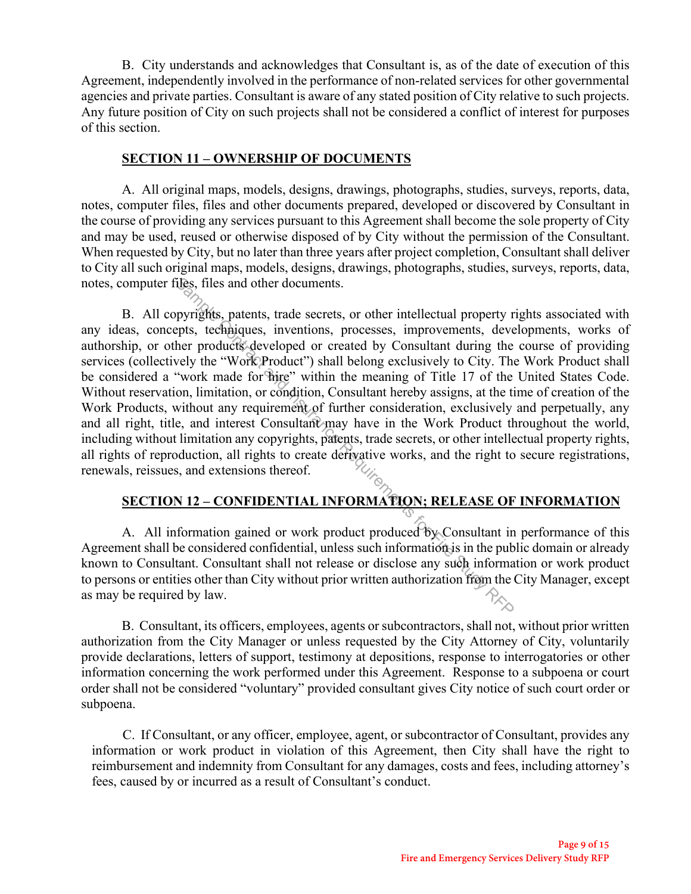B. City understands and acknowledges that Consultant is, as of the date of execution of this Agreement, independently involved in the performance of non-related services for other governmental agencies and private parties. Consultant is aware of any stated position of City relative to such projects. Any future position of City on such projects shall not be considered a conflict of interest for purposes of this section.

## SECTION 11 – OWNERSHIP OF DOCUMENTS

A. All original maps, models, designs, drawings, photographs, studies, surveys, reports, data, notes, computer files, files and other documents prepared, developed or discovered by Consultant in the course of providing any services pursuant to this Agreement shall become the sole property of City and may be used, reused or otherwise disposed of by City without the permission of the Consultant. When requested by City, but no later than three years after project completion, Consultant shall deliver to City all such original maps, models, designs, drawings, photographs, studies, surveys, reports, data, notes, computer files, files and other documents.

B. All copyrights, patents, trade secrets, or other intellectual property rights associated with any ideas, concepts, techniques, inventions, processes, improvements, developments, works of authorship, or other products developed or created by Consultant during the course of providing services (collectively the "Work Product") shall belong exclusively to City. The Work Product shall be considered a "work made for hire" within the meaning of Title 17 of the United States Code. Without reservation, limitation, or condition, Consultant hereby assigns, at the time of creation of the Work Products, without any requirement of further consideration, exclusively and perpetually, any and all right, title, and interest Consultant may have in the Work Product throughout the world, including without limitation any copyrights, patents, trade secrets, or other intellectual property rights, all rights of reproduction, all rights to create derivative works, and the right to secure registrations, renewals, reissues, and extensions thereof.

## SECTION 12 – CONFIDENTIAL INFORMATION; RELEASE OF INFORMATION

A. All information gained or work product produced by Consultant in performance of this Agreement shall be considered confidential, unless such information is in the public domain or already known to Consultant. Consultant shall not release or disclose any such information or work product to persons or entities other than City without prior written authorization from the City Manager, except as may be required by law.

B. Consultant, its officers, employees, agents or subcontractors, shall not, without prior written authorization from the City Manager or unless requested by the City Attorney of City, voluntarily provide declarations, letters of support, testimony at depositions, response to interrogatories or other information concerning the work performed under this Agreement. Response to a subpoena or court order shall not be considered "voluntary" provided consultant gives City notice of such court order or subpoena.

C. If Consultant, or any officer, employee, agent, or subcontractor of Consultant, provides any information or work product in violation of this Agreement, then City shall have the right to reimbursement and indemnity from Consultant for any damages, costs and fees, including attorney's fees, caused by or incurred as a result of Consultant's conduct.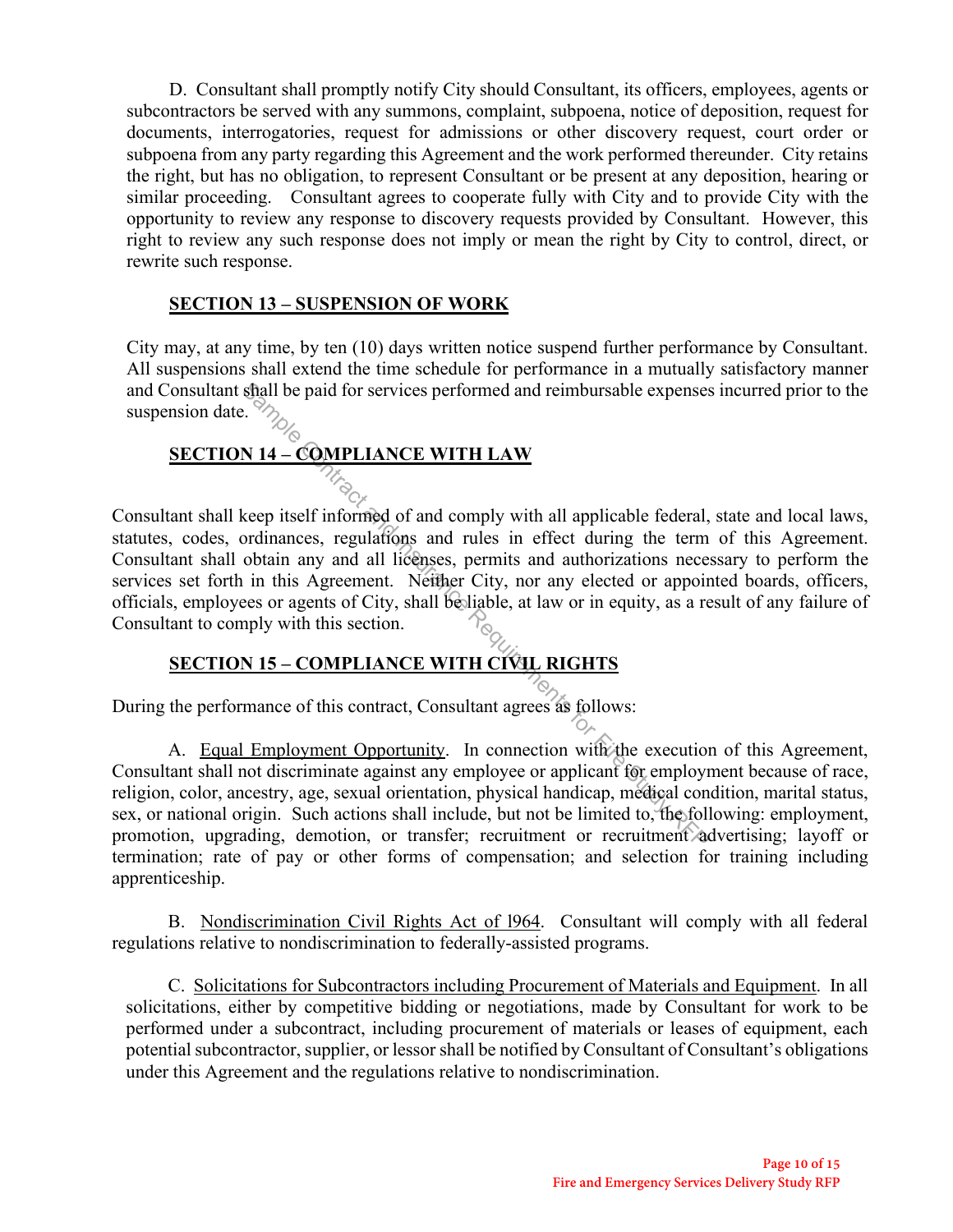D. Consultant shall promptly notify City should Consultant, its officers, employees, agents or subcontractors be served with any summons, complaint, subpoena, notice of deposition, request for documents, interrogatories, request for admissions or other discovery request, court order or subpoena from any party regarding this Agreement and the work performed thereunder. City retains the right, but has no obligation, to represent Consultant or be present at any deposition, hearing or similar proceeding. Consultant agrees to cooperate fully with City and to provide City with the opportunity to review any response to discovery requests provided by Consultant. However, this right to review any such response does not imply or mean the right by City to control, direct, or rewrite such response.

## SECTION 13 – SUSPENSION OF WORK

City may, at any time, by ten (10) days written notice suspend further performance by Consultant. All suspensions shall extend the time schedule for performance in a mutually satisfactory manner and Consultant shall be paid for services performed and reimbursable expenses incurred prior to the suspension date.

## SECTION 14 – COMPLIANCE WITH LAW

Consultant shall keep itself informed of and comply with all applicable federal, state and local laws, statutes, codes, ordinances, regulations and rules in effect during the term of this Agreement. Consultant shall obtain any and all licenses, permits and authorizations necessary to perform the services set forth in this Agreement. Neither City, nor any elected or appointed boards, officers, officials, employees or agents of City, shall be liable, at law or in equity, as a result of any failure of Consultant to comply with this section.

## SECTION 15 – COMPLIANCE WITH CIVIL RIGHTS

During the performance of this contract, Consultant agrees as follows:

A. Equal Employment Opportunity. In connection with the execution of this Agreement, Consultant shall not discriminate against any employee or applicant for employment because of race, religion, color, ancestry, age, sexual orientation, physical handicap, medical condition, marital status, sex, or national origin. Such actions shall include, but not be limited to, the following: employment, promotion, upgrading, demotion, or transfer; recruitment or recruitment advertising; layoff or termination; rate of pay or other forms of compensation; and selection for training including apprenticeship.

B. Nondiscrimination Civil Rights Act of l964. Consultant will comply with all federal regulations relative to nondiscrimination to federally-assisted programs.

C. Solicitations for Subcontractors including Procurement of Materials and Equipment. In all solicitations, either by competitive bidding or negotiations, made by Consultant for work to be performed under a subcontract, including procurement of materials or leases of equipment, each potential subcontractor, supplier, or lessor shall be notified by Consultant of Consultant's obligations under this Agreement and the regulations relative to nondiscrimination.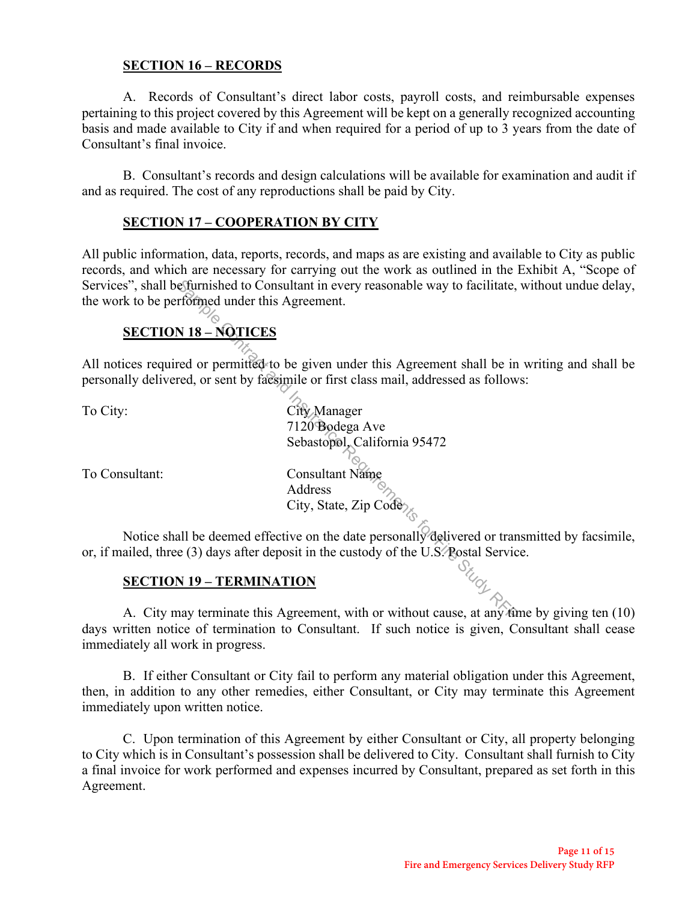**SECTION 16 – RECORDS**

A. Records of Consultant's direct labor costs, payroll costs, and reimbursable expenses pertaining to this project covered by this Agreement will be kept on a generally recognized accounting basis and made available to City if and when required for a period of up to 3 years from the date of Consultant's final invoice.

B. Consultant's records and design calculations will be available for examination and audit if and as required. The cost of any reproductions shall be paid by City.

**SECTION 17 – COOPERATION BY CITY**

All public information, data, reports, records, and maps as are existing and available to City as public records, and which are necessary for carrying out the work as outlined in the Exhibit A, "Scope of Services", shall be furnished to Consultant in every reasonable way to facilitate, without undue delay, the work to be performed under this Agreement.

**SECTION 18 – NOTICES**

All notices required or permitted to be given under this Agreement shall be in writing and shall be personally delivered, or sent by facsimile or first class mail, addressed as follows:

To City:

City Manager
7120 Bodega Ave
Sebastopol, California 95472

To Consultant:

Consultant Name
Address
City, State, Zip Code

Notice shall be deemed effective on the date personally delivered or transmitted by facsimile, or, if mailed, three (3) days after deposit in the custody of the U.S. Postal Service.

**SECTION 19 – TERMINATION**

A. City may terminate this Agreement, with or without cause, at any time by giving ten (10) days written notice of termination to Consultant. If such notice is given, Consultant shall cease immediately all work in progress.

B. If either Consultant or City fail to perform any material obligation under this Agreement, then, in addition to any other remedies, either Consultant, or City may terminate this Agreement immediately upon written notice.

C. Upon termination of this Agreement by either Consultant or City, all property belonging to City which is in Consultant's possession shall be delivered to City. Consultant shall furnish to City a final invoice for work performed and expenses incurred by Consultant, prepared as set forth in this Agreement.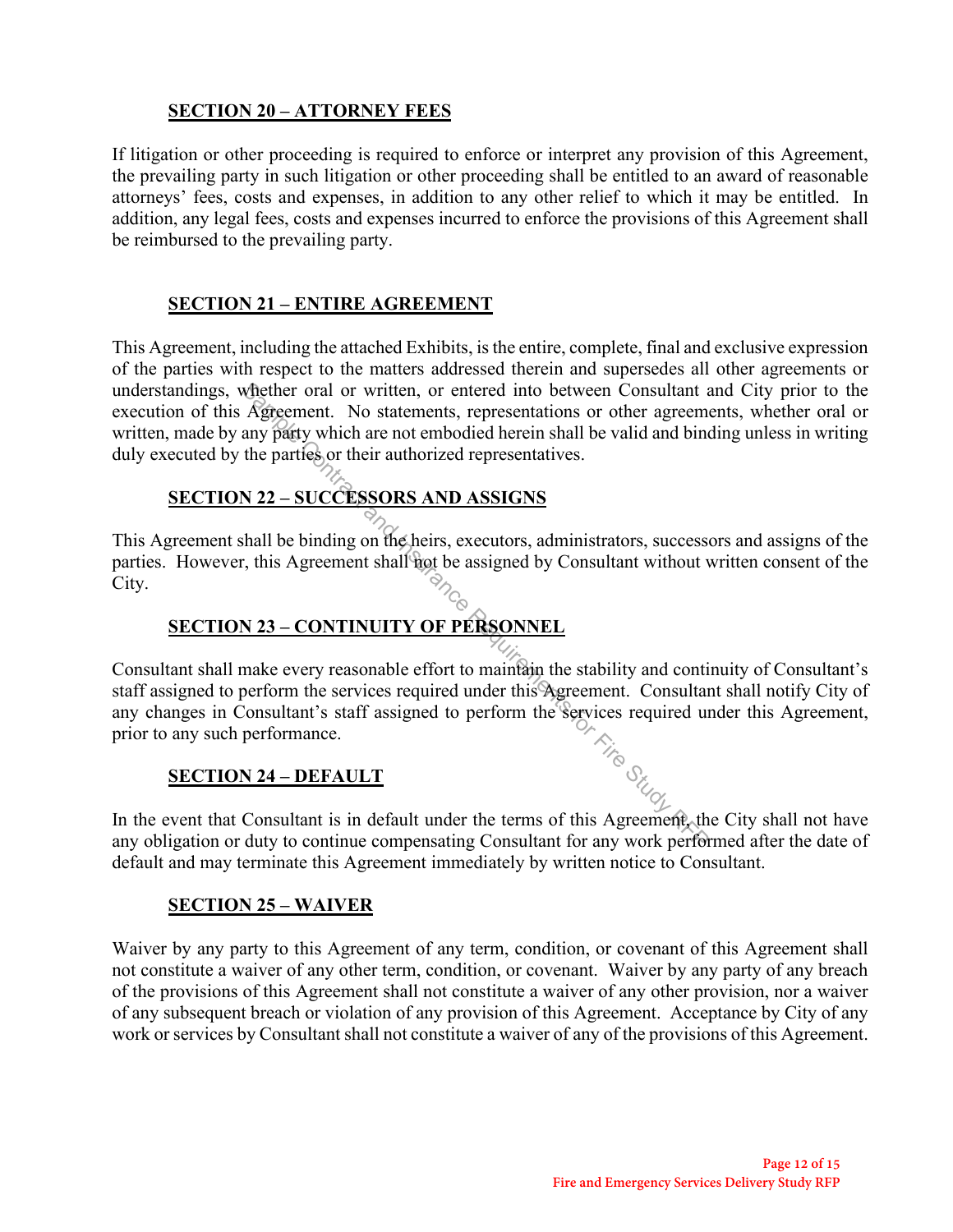## SECTION 20 – ATTORNEY FEES

If litigation or other proceeding is required to enforce or interpret any provision of this Agreement, the prevailing party in such litigation or other proceeding shall be entitled to an award of reasonable attorneys' fees, costs and expenses, in addition to any other relief to which it may be entitled. In addition, any legal fees, costs and expenses incurred to enforce the provisions of this Agreement shall be reimbursed to the prevailing party.

## SECTION 21 – ENTIRE AGREEMENT

This Agreement, including the attached Exhibits, is the entire, complete, final and exclusive expression of the parties with respect to the matters addressed therein and supersedes all other agreements or understandings, whether oral or written, or entered into between Consultant and City prior to the execution of this Agreement. No statements, representations or other agreements, whether oral or written, made by any party which are not embodied herein shall be valid and binding unless in writing duly executed by the parties or their authorized representatives.

## SECTION 22 – SUCCESSORS AND ASSIGNS

This Agreement shall be binding on the heirs, executors, administrators, successors and assigns of the parties. However, this Agreement shall not be assigned by Consultant without written consent of the City.

## SECTION 23 – CONTINUITY OF PERSONNEL

Consultant shall make every reasonable effort to maintain the stability and continuity of Consultant's staff assigned to perform the services required under this Agreement. Consultant shall notify City of any changes in Consultant's staff assigned to perform the services required under this Agreement, prior to any such performance.

## SECTION 24 – DEFAULT

In the event that Consultant is in default under the terms of this Agreement, the City shall not have any obligation or duty to continue compensating Consultant for any work performed after the date of default and may terminate this Agreement immediately by written notice to Consultant.

## SECTION 25 – WAIVER

Waiver by any party to this Agreement of any term, condition, or covenant of this Agreement shall not constitute a waiver of any other term, condition, or covenant. Waiver by any party of any breach of the provisions of this Agreement shall not constitute a waiver of any other provision, nor a waiver of any subsequent breach or violation of any provision of this Agreement. Acceptance by City of any work or services by Consultant shall not constitute a waiver of any of the provisions of this Agreement.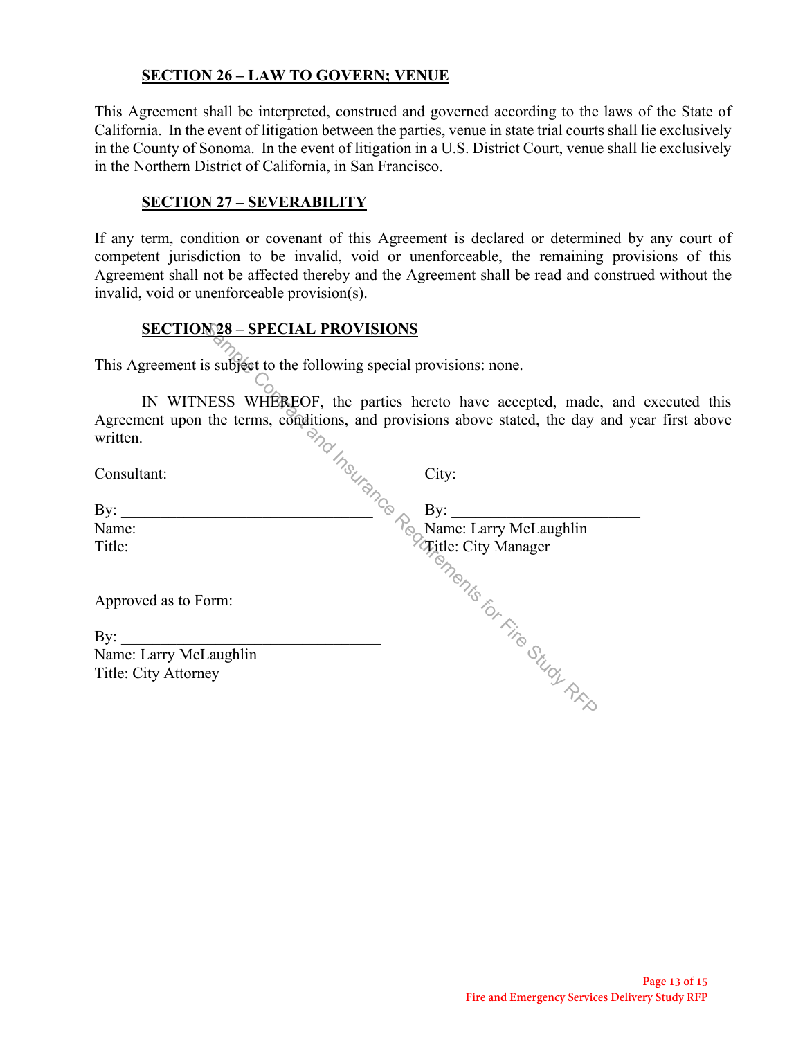**SECTION 26 – LAW TO GOVERN; VENUE**

This Agreement shall be interpreted, construed and governed according to the laws of the State of California. In the event of litigation between the parties, venue in state trial courts shall lie exclusively in the County of Sonoma. In the event of litigation in a U.S. District Court, venue shall lie exclusively in the Northern District of California, in San Francisco.

**SECTION 27 – SEVERABILITY**

If any term, condition or covenant of this Agreement is declared or determined by any court of competent jurisdiction to be invalid, void or unenforceable, the remaining provisions of this Agreement shall not be affected thereby and the Agreement shall be read and construed without the invalid, void or unenforceable provision(s).

**SECTION 28 – SPECIAL PROVISIONS**

This Agreement is subject to the following special provisions: none.

IN WITNESS WHEREOF, the parties hereto have accepted, made, and executed this Agreement upon the terms, conditions, and provisions above stated, the day and year first above written.

Consultant:

By: ________________________________
Name:
Title:

City:

By: ________________________
Name: Larry McLaughlin
Title: City Manager

Approved as to Form:

By: _________________________________
Name: Larry McLaughlin
Title: City Attorney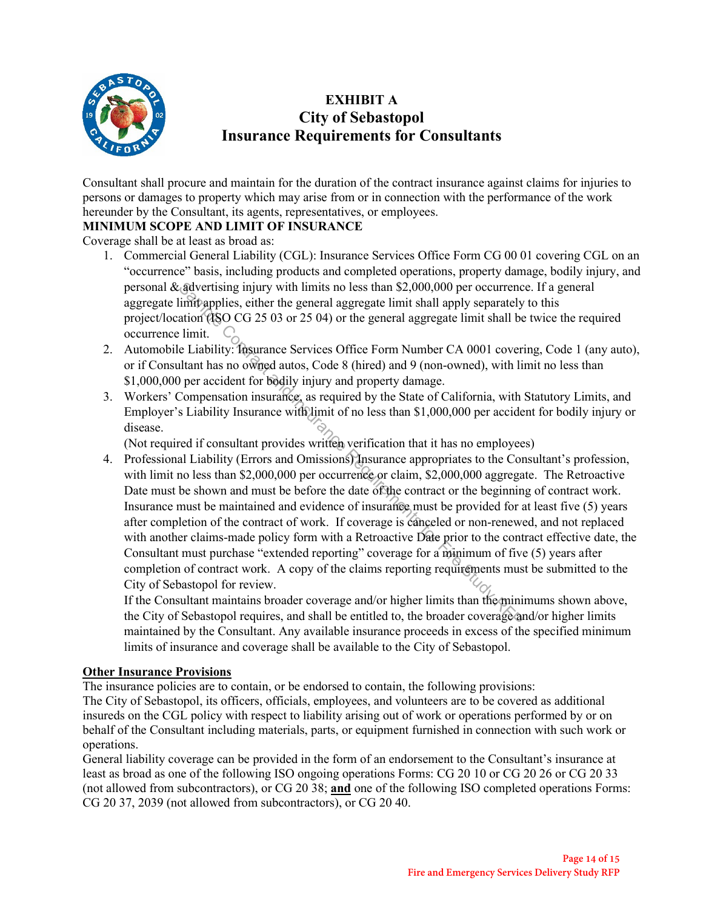# EXHIBIT A
# City of Sebastopol
# Insurance Requirements for Consultants

Consultant shall procure and maintain for the duration of the contract insurance against claims for injuries to persons or damages to property which may arise from or in connection with the performance of the work hereunder by the Consultant, its agents, representatives, or employees.

**MINIMUM SCOPE AND LIMIT OF INSURANCE**

Coverage shall be at least as broad as:

1. Commercial General Liability (CGL): Insurance Services Office Form CG 00 01 covering CGL on an "occurrence" basis, including products and completed operations, property damage, bodily injury, and personal & advertising injury with limits no less than $2,000,000 per occurrence. If a general aggregate limit applies, either the general aggregate limit shall apply separately to this project/location (ISO CG 25 03 or 25 04) or the general aggregate limit shall be twice the required occurrence limit.
2. Automobile Liability: Insurance Services Office Form Number CA 0001 covering, Code 1 (any auto), or if Consultant has no owned autos, Code 8 (hired) and 9 (non-owned), with limit no less than $1,000,000 per accident for bodily injury and property damage.
3. Workers' Compensation insurance, as required by the State of California, with Statutory Limits, and Employer's Liability Insurance with limit of no less than $1,000,000 per accident for bodily injury or disease.
   (Not required if consultant provides written verification that it has no employees)
4. Professional Liability (Errors and Omissions) Insurance appropriates to the Consultant's profession, with limit no less than $2,000,000 per occurrence or claim, $2,000,000 aggregate. The Retroactive Date must be shown and must be before the date of the contract or the beginning of contract work. Insurance must be maintained and evidence of insurance must be provided for at least five (5) years after completion of the contract of work. If coverage is canceled or non-renewed, and not replaced with another claims-made policy form with a Retroactive Date prior to the contract effective date, the Consultant must purchase "extended reporting" coverage for a minimum of five (5) years after completion of contract work. A copy of the claims reporting requirements must be submitted to the City of Sebastopol for review.

   If the Consultant maintains broader coverage and/or higher limits than the minimums shown above, the City of Sebastopol requires, and shall be entitled to, the broader coverage and/or higher limits maintained by the Consultant. Any available insurance proceeds in excess of the specified minimum limits of insurance and coverage shall be available to the City of Sebastopol.

**Other Insurance Provisions**

The insurance policies are to contain, or be endorsed to contain, the following provisions:

The City of Sebastopol, its officers, officials, employees, and volunteers are to be covered as additional insureds on the CGL policy with respect to liability arising out of work or operations performed by or on behalf of the Consultant including materials, parts, or equipment furnished in connection with such work or operations.

General liability coverage can be provided in the form of an endorsement to the Consultant's insurance at least as broad as one of the following ISO ongoing operations Forms: CG 20 10 or CG 20 26 or CG 20 33 (not allowed from subcontractors), or CG 20 38; **and** one of the following ISO completed operations Forms: CG 20 37, 2039 (not allowed from subcontractors), or CG 20 40.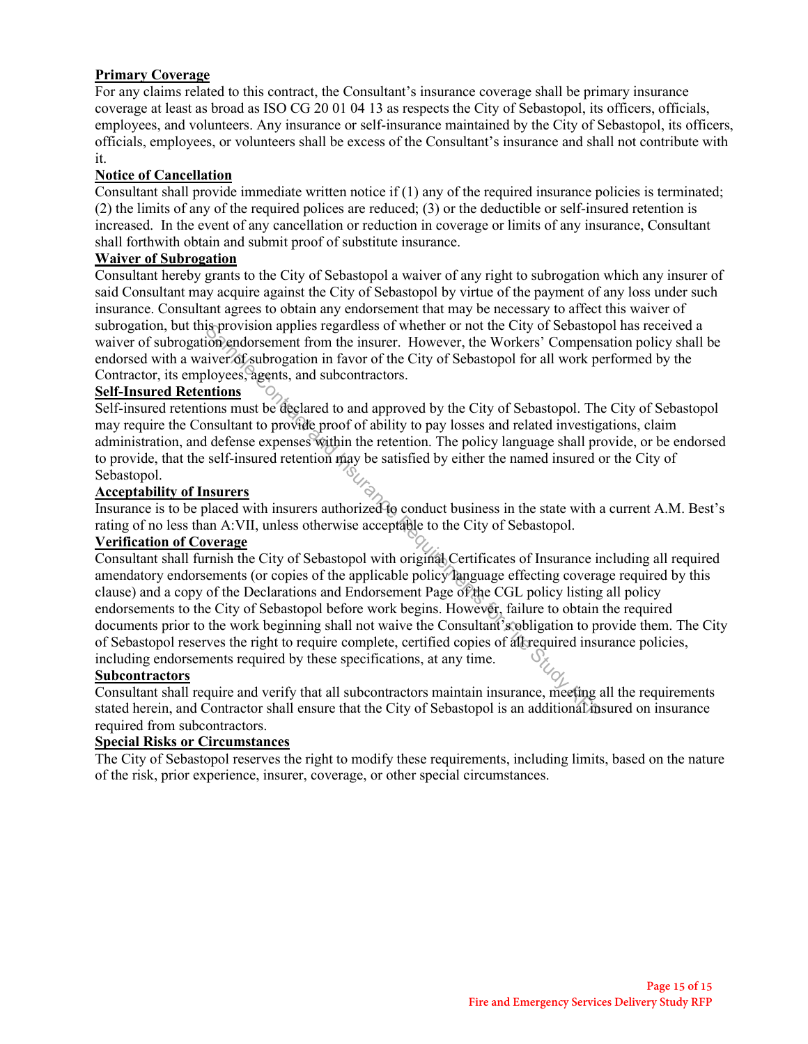**Primary Coverage**

For any claims related to this contract, the Consultant's insurance coverage shall be primary insurance coverage at least as broad as ISO CG 20 01 04 13 as respects the City of Sebastopol, its officers, officials, employees, and volunteers. Any insurance or self-insurance maintained by the City of Sebastopol, its officers, officials, employees, or volunteers shall be excess of the Consultant's insurance and shall not contribute with it.

**Notice of Cancellation**

Consultant shall provide immediate written notice if (1) any of the required insurance policies is terminated; (2) the limits of any of the required polices are reduced; (3) or the deductible or self-insured retention is increased. In the event of any cancellation or reduction in coverage or limits of any insurance, Consultant shall forthwith obtain and submit proof of substitute insurance.

**Waiver of Subrogation**

Consultant hereby grants to the City of Sebastopol a waiver of any right to subrogation which any insurer of said Consultant may acquire against the City of Sebastopol by virtue of the payment of any loss under such insurance. Consultant agrees to obtain any endorsement that may be necessary to affect this waiver of subrogation, but this provision applies regardless of whether or not the City of Sebastopol has received a waiver of subrogation endorsement from the insurer. However, the Workers' Compensation policy shall be endorsed with a waiver of subrogation in favor of the City of Sebastopol for all work performed by the Contractor, its employees, agents, and subcontractors.

**Self-Insured Retentions**

Self-insured retentions must be declared to and approved by the City of Sebastopol. The City of Sebastopol may require the Consultant to provide proof of ability to pay losses and related investigations, claim administration, and defense expenses within the retention. The policy language shall provide, or be endorsed to provide, that the self-insured retention may be satisfied by either the named insured or the City of Sebastopol.

**Acceptability of Insurers**

Insurance is to be placed with insurers authorized to conduct business in the state with a current A.M. Best's rating of no less than A:VII, unless otherwise acceptable to the City of Sebastopol.

**Verification of Coverage**

Consultant shall furnish the City of Sebastopol with original Certificates of Insurance including all required amendatory endorsements (or copies of the applicable policy language effecting coverage required by this clause) and a copy of the Declarations and Endorsement Page of the CGL policy listing all policy endorsements to the City of Sebastopol before work begins. However, failure to obtain the required documents prior to the work beginning shall not waive the Consultant's obligation to provide them. The City of Sebastopol reserves the right to require complete, certified copies of all required insurance policies, including endorsements required by these specifications, at any time.

**Subcontractors**

Consultant shall require and verify that all subcontractors maintain insurance, meeting all the requirements stated herein, and Contractor shall ensure that the City of Sebastopol is an additional insured on insurance required from subcontractors.

**Special Risks or Circumstances**

The City of Sebastopol reserves the right to modify these requirements, including limits, based on the nature of the risk, prior experience, insurer, coverage, or other special circumstances.